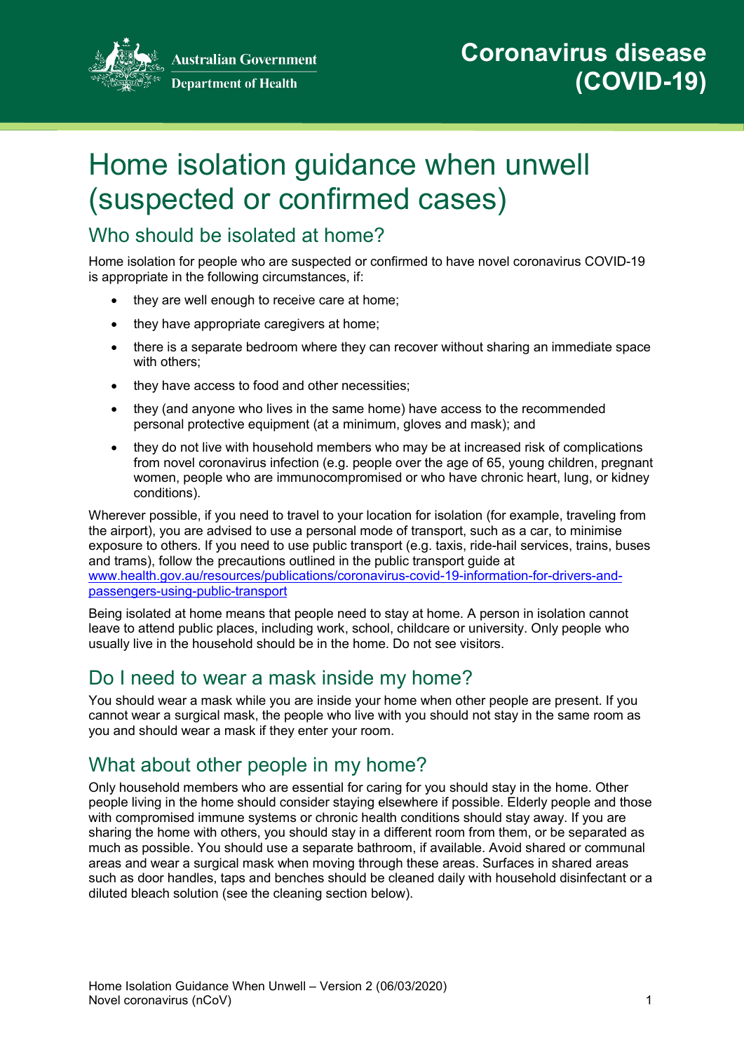Australian Government
Department of Health

# Coronavirus disease (COVID-19)

# Home isolation guidance when unwell (suspected or confirmed cases)

## Who should be isolated at home?

Home isolation for people who are suspected or confirmed to have novel coronavirus COVID-19 is appropriate in the following circumstances, if:

- they are well enough to receive care at home;
- they have appropriate caregivers at home;
- there is a separate bedroom where they can recover without sharing an immediate space with others;
- they have access to food and other necessities;
- they (and anyone who lives in the same home) have access to the recommended personal protective equipment (at a minimum, gloves and mask); and
- they do not live with household members who may be at increased risk of complications from novel coronavirus infection (e.g. people over the age of 65, young children, pregnant women, people who are immunocompromised or who have chronic heart, lung, or kidney conditions).

Wherever possible, if you need to travel to your location for isolation (for example, traveling from the airport), you are advised to use a personal mode of transport, such as a car, to minimise exposure to others. If you need to use public transport (e.g. taxis, ride-hail services, trains, buses and trams), follow the precautions outlined in the public transport guide at [www.health.gov.au/resources/publications/coronavirus-covid-19-information-for-drivers-and-passengers-using-public-transport](www.health.gov.au/resources/publications/coronavirus-covid-19-information-for-drivers-and-passengers-using-public-transport)

Being isolated at home means that people need to stay at home. A person in isolation cannot leave to attend public places, including work, school, childcare or university. Only people who usually live in the household should be in the home. Do not see visitors.

## Do I need to wear a mask inside my home?

You should wear a mask while you are inside your home when other people are present. If you cannot wear a surgical mask, the people who live with you should not stay in the same room as you and should wear a mask if they enter your room.

## What about other people in my home?

Only household members who are essential for caring for you should stay in the home. Other people living in the home should consider staying elsewhere if possible. Elderly people and those with compromised immune systems or chronic health conditions should stay away. If you are sharing the home with others, you should stay in a different room from them, or be separated as much as possible. You should use a separate bathroom, if available. Avoid shared or communal areas and wear a surgical mask when moving through these areas. Surfaces in shared areas such as door handles, taps and benches should be cleaned daily with household disinfectant or a diluted bleach solution (see the cleaning section below).

Home Isolation Guidance When Unwell – Version 2 (06/03/2020)
Novel coronavirus (nCoV)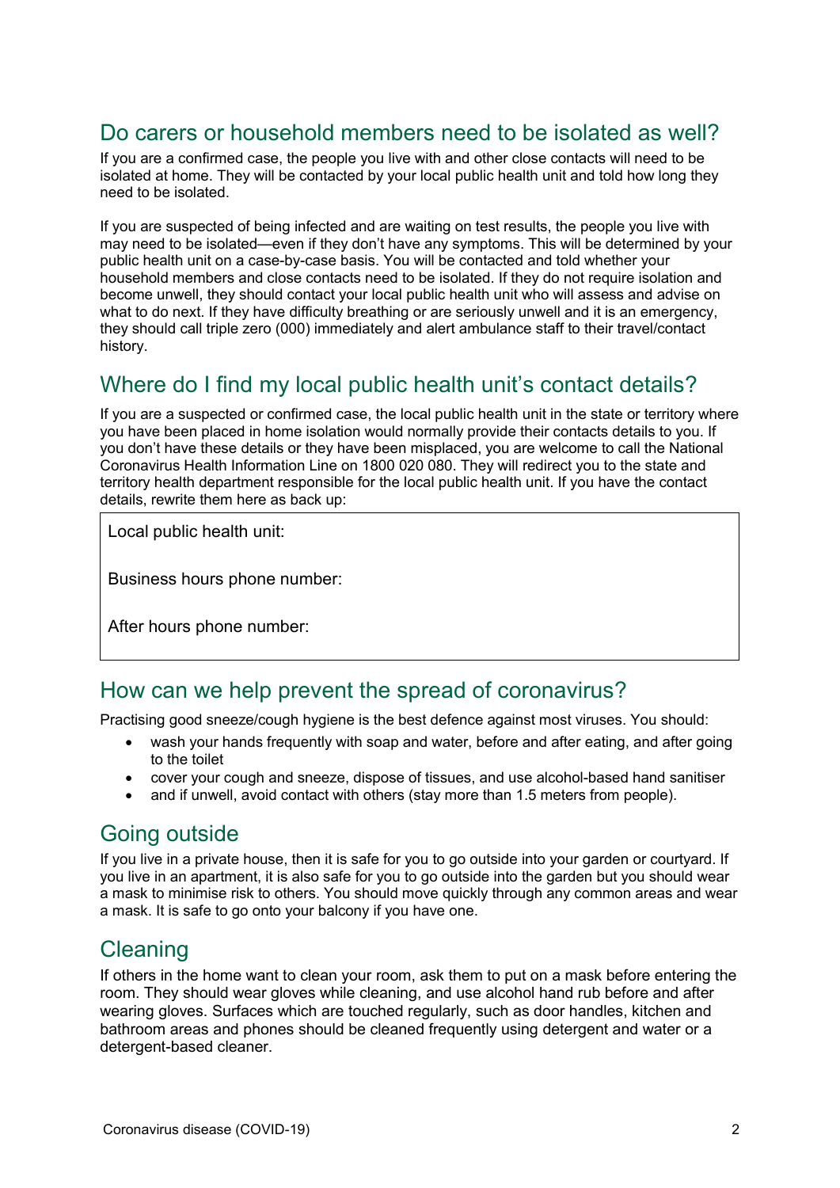## Do carers or household members need to be isolated as well?

If you are a confirmed case, the people you live with and other close contacts will need to be isolated at home. They will be contacted by your local public health unit and told how long they need to be isolated.

If you are suspected of being infected and are waiting on test results, the people you live with may need to be isolated—even if they don't have any symptoms. This will be determined by your public health unit on a case-by-case basis. You will be contacted and told whether your household members and close contacts need to be isolated. If they do not require isolation and become unwell, they should contact your local public health unit who will assess and advise on what to do next. If they have difficulty breathing or are seriously unwell and it is an emergency, they should call triple zero (000) immediately and alert ambulance staff to their travel/contact history.

## Where do I find my local public health unit's contact details?

If you are a suspected or confirmed case, the local public health unit in the state or territory where you have been placed in home isolation would normally provide their contacts details to you. If you don't have these details or they have been misplaced, you are welcome to call the National Coronavirus Health Information Line on 1800 020 080. They will redirect you to the state and territory health department responsible for the local public health unit. If you have the contact details, rewrite them here as back up:

| Local public health unit: |
| --- |
| Business hours phone number: |
| After hours phone number: |

## How can we help prevent the spread of coronavirus?

Practising good sneeze/cough hygiene is the best defence against most viruses. You should:

- wash your hands frequently with soap and water, before and after eating, and after going to the toilet
- cover your cough and sneeze, dispose of tissues, and use alcohol-based hand sanitiser
- and if unwell, avoid contact with others (stay more than 1.5 meters from people).

## Going outside

If you live in a private house, then it is safe for you to go outside into your garden or courtyard. If you live in an apartment, it is also safe for you to go outside into the garden but you should wear a mask to minimise risk to others. You should move quickly through any common areas and wear a mask. It is safe to go onto your balcony if you have one.

## Cleaning

If others in the home want to clean your room, ask them to put on a mask before entering the room. They should wear gloves while cleaning, and use alcohol hand rub before and after wearing gloves. Surfaces which are touched regularly, such as door handles, kitchen and bathroom areas and phones should be cleaned frequently using detergent and water or a detergent-based cleaner.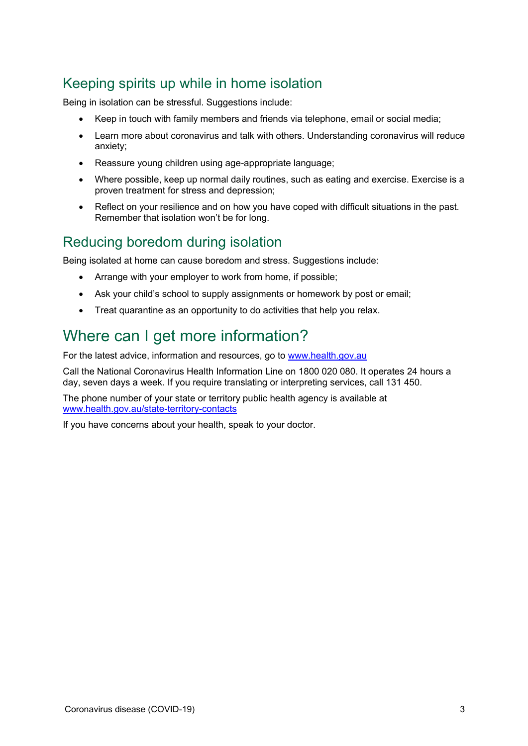## Keeping spirits up while in home isolation

Being in isolation can be stressful. Suggestions include:

- Keep in touch with family members and friends via telephone, email or social media;
- Learn more about coronavirus and talk with others. Understanding coronavirus will reduce anxiety;
- Reassure young children using age-appropriate language;
- Where possible, keep up normal daily routines, such as eating and exercise. Exercise is a proven treatment for stress and depression;
- Reflect on your resilience and on how you have coped with difficult situations in the past. Remember that isolation won't be for long.

## Reducing boredom during isolation

Being isolated at home can cause boredom and stress. Suggestions include:

- Arrange with your employer to work from home, if possible;
- Ask your child's school to supply assignments or homework by post or email;
- Treat quarantine as an opportunity to do activities that help you relax.

# Where can I get more information?

For the latest advice, information and resources, go to [www.health.gov.au](http://www.health.gov.au)

Call the National Coronavirus Health Information Line on 1800 020 080. It operates 24 hours a day, seven days a week. If you require translating or interpreting services, call 131 450.

The phone number of your state or territory public health agency is available at [www.health.gov.au/state-territory-contacts](http://www.health.gov.au/state-territory-contacts)

If you have concerns about your health, speak to your doctor.